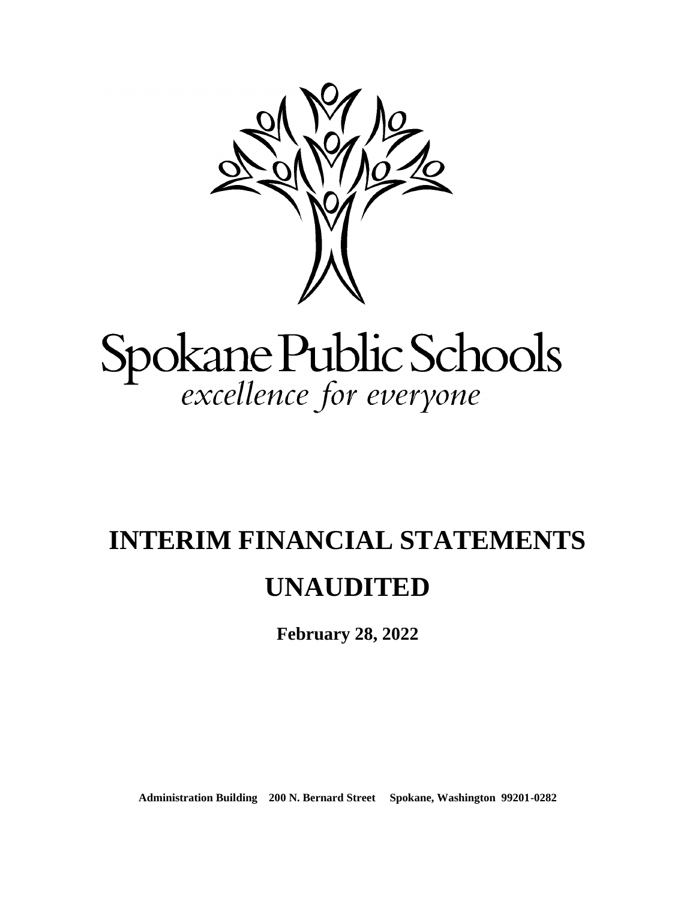Spokane Public Schools

*excellence for everyone*

# INTERIM FINANCIAL STATEMENTS

# UNAUDITED

**February 28, 2022**

**Administration Building 200 N. Bernard Street Spokane, Washington 99201-0282**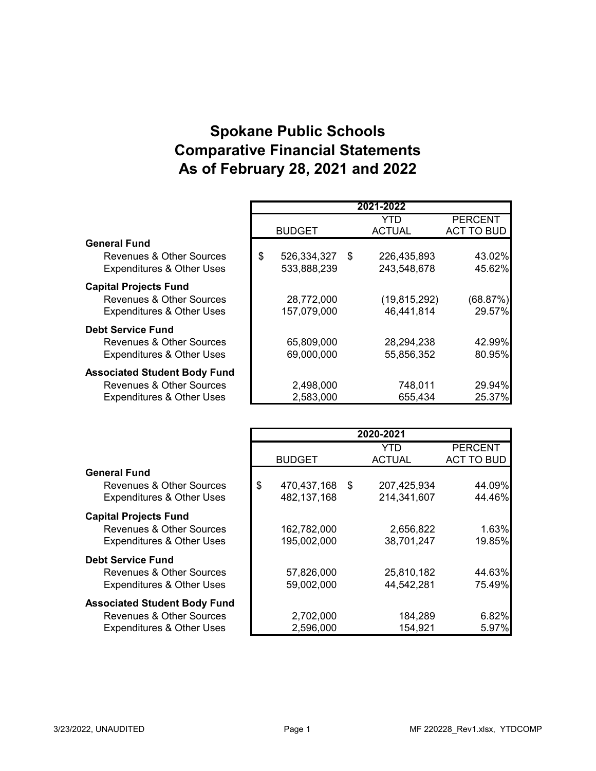# Spokane Public Schools
# Comparative Financial Statements
# As of February 28, 2021 and 2022

| | 2021-2022 | | |
|---|---|---|---|
| | BUDGET | YTD ACTUAL | PERCENT ACT TO BUD |
| **General Fund** | | | |
| Revenues & Other Sources | $ 526,334,327 | $ 226,435,893 | 43.02% |
| Expenditures & Other Uses | 533,888,239 | 243,548,678 | 45.62% |
| **Capital Projects Fund** | | | |
| Revenues & Other Sources | 28,772,000 | (19,815,292) | (68.87%) |
| Expenditures & Other Uses | 157,079,000 | 46,441,814 | 29.57% |
| **Debt Service Fund** | | | |
| Revenues & Other Sources | 65,809,000 | 28,294,238 | 42.99% |
| Expenditures & Other Uses | 69,000,000 | 55,856,352 | 80.95% |
| **Associated Student Body Fund** | | | |
| Revenues & Other Sources | 2,498,000 | 748,011 | 29.94% |
| Expenditures & Other Uses | 2,583,000 | 655,434 | 25.37% |

| | 2020-2021 | | |
|---|---|---|---|
| | BUDGET | YTD ACTUAL | PERCENT ACT TO BUD |
| **General Fund** | | | |
| Revenues & Other Sources | $ 470,437,168 | $ 207,425,934 | 44.09% |
| Expenditures & Other Uses | 482,137,168 | 214,341,607 | 44.46% |
| **Capital Projects Fund** | | | |
| Revenues & Other Sources | 162,782,000 | 2,656,822 | 1.63% |
| Expenditures & Other Uses | 195,002,000 | 38,701,247 | 19.85% |
| **Debt Service Fund** | | | |
| Revenues & Other Sources | 57,826,000 | 25,810,182 | 44.63% |
| Expenditures & Other Uses | 59,002,000 | 44,542,281 | 75.49% |
| **Associated Student Body Fund** | | | |
| Revenues & Other Sources | 2,702,000 | 184,289 | 6.82% |
| Expenditures & Other Uses | 2,596,000 | 154,921 | 5.97% |

3/23/2022, UNAUDITED MF 220228_Rev1.xlsx, YTDCOMP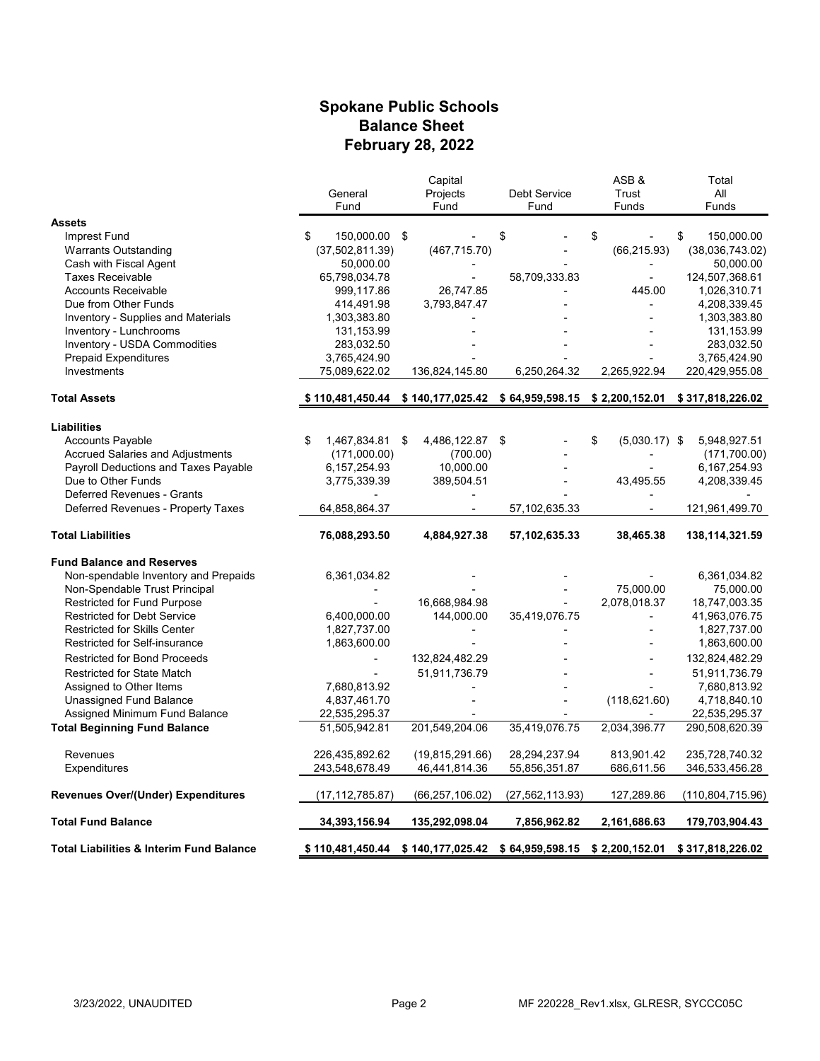# Spokane Public Schools
## Balance Sheet
## February 28, 2022

| | General Fund | Capital Projects Fund | Debt Service Fund | ASB & Trust Funds | Total All Funds |
|---|---|---|---|---|---|
| **Assets** | | | | | |
| Imprest Fund | $ 150,000.00 | $ - | $ - | $ - | $ 150,000.00 |
| Warrants Outstanding | (37,502,811.39) | (467,715.70) | - | (66,215.93) | (38,036,743.02) |
| Cash with Fiscal Agent | 50,000.00 | - | - | - | 50,000.00 |
| Taxes Receivable | 65,798,034.78 | - | 58,709,333.83 | - | 124,507,368.61 |
| Accounts Receivable | 999,117.86 | 26,747.85 | - | 445.00 | 1,026,310.71 |
| Due from Other Funds | 414,491.98 | 3,793,847.47 | - | - | 4,208,339.45 |
| Inventory - Supplies and Materials | 1,303,383.80 | - | - | - | 1,303,383.80 |
| Inventory - Lunchrooms | 131,153.99 | - | - | - | 131,153.99 |
| Inventory - USDA Commodities | 283,032.50 | - | - | - | 283,032.50 |
| Prepaid Expenditures | 3,765,424.90 | - | - | - | 3,765,424.90 |
| Investments | 75,089,622.02 | 136,824,145.80 | 6,250,264.32 | 2,265,922.94 | 220,429,955.08 |
| **Total Assets** | **$ 110,481,450.44** | **$ 140,177,025.42** | **$ 64,959,598.15** | **$ 2,200,152.01** | **$ 317,818,226.02** |
| **Liabilities** | | | | | |
| Accounts Payable | $ 1,467,834.81 | $ 4,486,122.87 | $ - | $ (5,030.17) | $ 5,948,927.51 |
| Accrued Salaries and Adjustments | (171,000.00) | (700.00) | - | - | (171,700.00) |
| Payroll Deductions and Taxes Payable | 6,157,254.93 | 10,000.00 | - | - | 6,167,254.93 |
| Due to Other Funds | 3,775,339.39 | 389,504.51 | - | 43,495.55 | 4,208,339.45 |
| Deferred Revenues - Grants | - | - | - | - | - |
| Deferred Revenues - Property Taxes | 64,858,864.37 | - | 57,102,635.33 | - | 121,961,499.70 |
| **Total Liabilities** | **76,088,293.50** | **4,884,927.38** | **57,102,635.33** | **38,465.38** | **138,114,321.59** |
| **Fund Balance and Reserves** | | | | | |
| Non-spendable Inventory and Prepaids | 6,361,034.82 | - | - | - | 6,361,034.82 |
| Non-Spendable Trust Principal | - | - | - | 75,000.00 | 75,000.00 |
| Restricted for Fund Purpose | - | 16,668,984.98 | - | 2,078,018.37 | 18,747,003.35 |
| Restricted for Debt Service | 6,400,000.00 | 144,000.00 | 35,419,076.75 | - | 41,963,076.75 |
| Restricted for Skills Center | 1,827,737.00 | - | - | - | 1,827,737.00 |
| Restricted for Self-insurance | 1,863,600.00 | - | - | - | 1,863,600.00 |
| Restricted for Bond Proceeds | - | 132,824,482.29 | - | - | 132,824,482.29 |
| Restricted for State Match | - | 51,911,736.79 | - | - | 51,911,736.79 |
| Assigned to Other Items | 7,680,813.92 | - | - | - | 7,680,813.92 |
| Unassigned Fund Balance | 4,837,461.70 | - | - | (118,621.60) | 4,718,840.10 |
| Assigned Minimum Fund Balance | 22,535,295.37 | - | - | - | 22,535,295.37 |
| **Total Beginning Fund Balance** | 51,505,942.81 | 201,549,204.06 | 35,419,076.75 | 2,034,396.77 | 290,508,620.39 |
| Revenues | 226,435,892.62 | (19,815,291.66) | 28,294,237.94 | 813,901.42 | 235,728,740.32 |
| Expenditures | 243,548,678.49 | 46,441,814.36 | 55,856,351.87 | 686,611.56 | 346,533,456.28 |
| **Revenues Over/(Under) Expenditures** | (17,112,785.87) | (66,257,106.02) | (27,562,113.93) | 127,289.86 | (110,804,715.96) |
| **Total Fund Balance** | **34,393,156.94** | **135,292,098.04** | **7,856,962.82** | **2,161,686.63** | **179,703,904.43** |
| **Total Liabilities & Interim Fund Balance** | **$ 110,481,450.44** | **$ 140,177,025.42** | **$ 64,959,598.15** | **$ 2,200,152.01** | **$ 317,818,226.02** |

3/23/2022, UNAUDITED MF 220228_Rev1.xlsx, GLRESR, SYCCC05C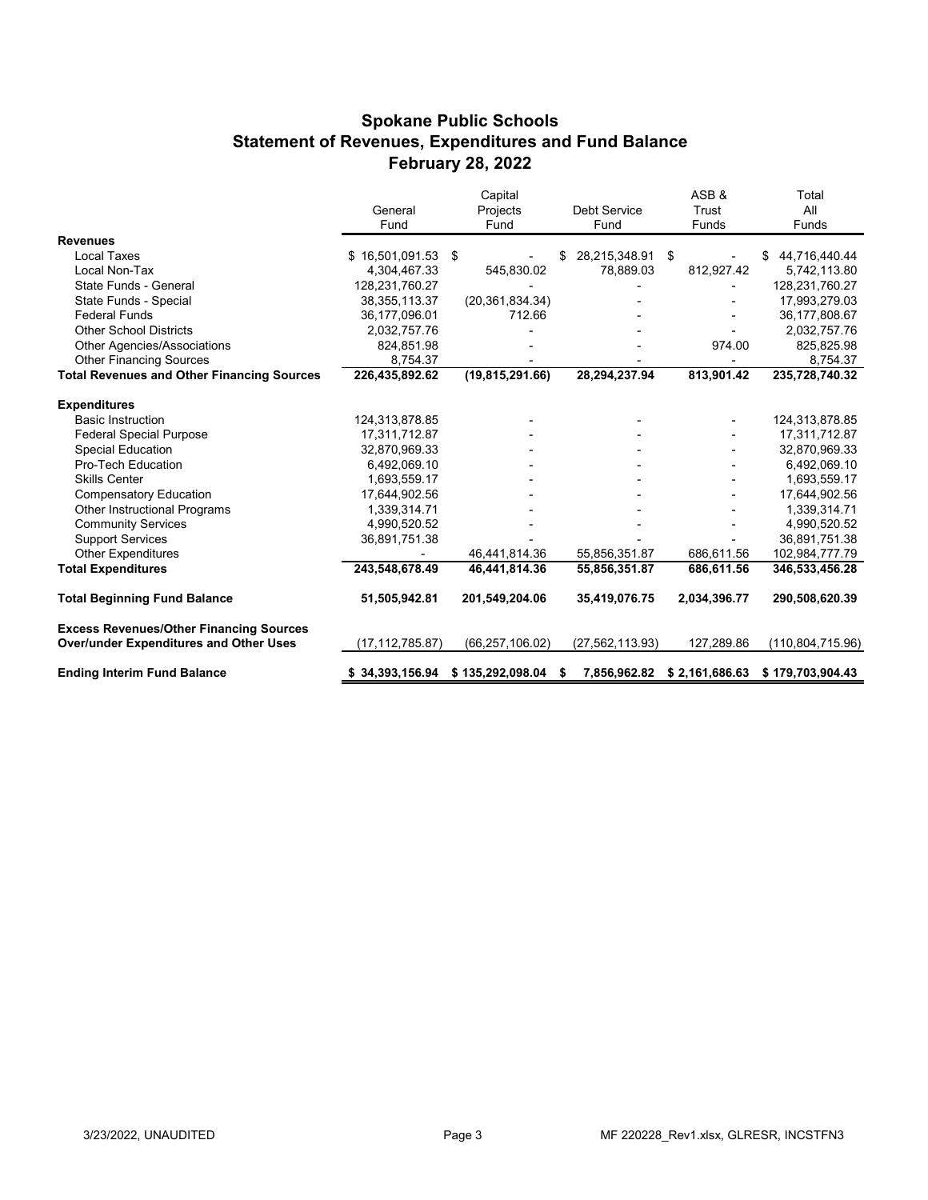## Spokane Public Schools
## Statement of Revenues, Expenditures and Fund Balance
## February 28, 2022

| | General Fund | Capital Projects Fund | Debt Service Fund | ASB & Trust Funds | Total All Funds |
|---|---|---|---|---|---|
| **Revenues** | | | | | |
| Local Taxes | $ 16,501,091.53 | $ - | $ 28,215,348.91 | $ - | $ 44,716,440.44 |
| Local Non-Tax | 4,304,467.33 | 545,830.02 | 78,889.03 | 812,927.42 | 5,742,113.80 |
| State Funds - General | 128,231,760.27 | - | - | - | 128,231,760.27 |
| State Funds - Special | 38,355,113.37 | (20,361,834.34) | - | - | 17,993,279.03 |
| Federal Funds | 36,177,096.01 | 712.66 | - | - | 36,177,808.67 |
| Other School Districts | 2,032,757.76 | - | - | - | 2,032,757.76 |
| Other Agencies/Associations | 824,851.98 | - | - | 974.00 | 825,825.98 |
| Other Financing Sources | 8,754.37 | - | - | - | 8,754.37 |
| **Total Revenues and Other Financing Sources** | **226,435,892.62** | **(19,815,291.66)** | **28,294,237.94** | **813,901.42** | **235,728,740.32** |
| **Expenditures** | | | | | |
| Basic Instruction | 124,313,878.85 | - | - | - | 124,313,878.85 |
| Federal Special Purpose | 17,311,712.87 | - | - | - | 17,311,712.87 |
| Special Education | 32,870,969.33 | - | - | - | 32,870,969.33 |
| Pro-Tech Education | 6,492,069.10 | - | - | - | 6,492,069.10 |
| Skills Center | 1,693,559.17 | - | - | - | 1,693,559.17 |
| Compensatory Education | 17,644,902.56 | - | - | - | 17,644,902.56 |
| Other Instructional Programs | 1,339,314.71 | - | - | - | 1,339,314.71 |
| Community Services | 4,990,520.52 | - | - | - | 4,990,520.52 |
| Support Services | 36,891,751.38 | - | - | - | 36,891,751.38 |
| Other Expenditures | - | 46,441,814.36 | 55,856,351.87 | 686,611.56 | 102,984,777.79 |
| **Total Expenditures** | **243,548,678.49** | **46,441,814.36** | **55,856,351.87** | **686,611.56** | **346,533,456.28** |
| **Total Beginning Fund Balance** | **51,505,942.81** | **201,549,204.06** | **35,419,076.75** | **2,034,396.77** | **290,508,620.39** |
| **Excess Revenues/Other Financing Sources Over/under Expenditures and Other Uses** | (17,112,785.87) | (66,257,106.02) | (27,562,113.93) | 127,289.86 | (110,804,715.96) |
| **Ending Interim Fund Balance** | **$ 34,393,156.94** | **$ 135,292,098.04** | **$ 7,856,962.82** | **$ 2,161,686.63** | **$ 179,703,904.43** |

3/23/2022, UNAUDITED MF 220228_Rev1.xlsx, GLRESR, INCSTFN3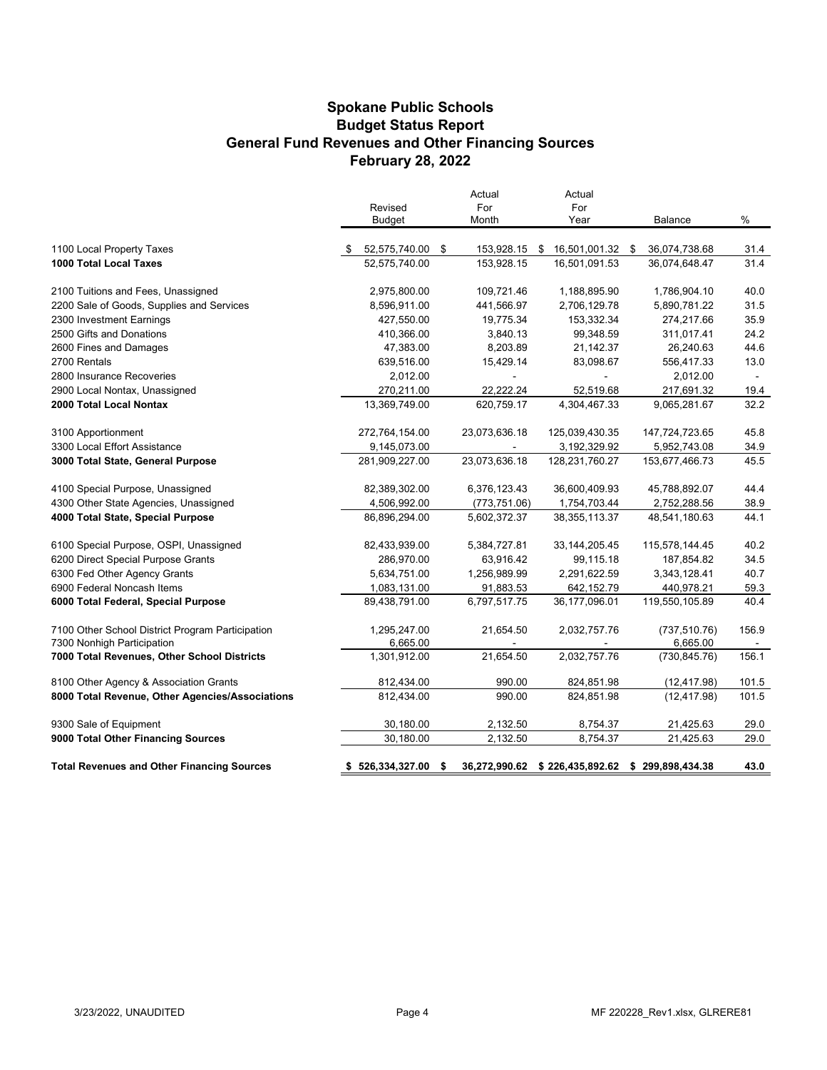# Spokane Public Schools
## Budget Status Report
## General Fund Revenues and Other Financing Sources
## February 28, 2022

| | Revised Budget | Actual For Month | Actual For Year | Balance | % |
|---|---|---|---|---|---|
| 1100 Local Property Taxes | $ 52,575,740.00 | $ 153,928.15 | $ 16,501,001.32 | $ 36,074,738.68 | 31.4 |
| **1000 Total Local Taxes** | 52,575,740.00 | 153,928.15 | 16,501,091.53 | 36,074,648.47 | 31.4 |
| 2100 Tuitions and Fees, Unassigned | 2,975,800.00 | 109,721.46 | 1,188,895.90 | 1,786,904.10 | 40.0 |
| 2200 Sale of Goods, Supplies and Services | 8,596,911.00 | 441,566.97 | 2,706,129.78 | 5,890,781.22 | 31.5 |
| 2300 Investment Earnings | 427,550.00 | 19,775.34 | 153,332.34 | 274,217.66 | 35.9 |
| 2500 Gifts and Donations | 410,366.00 | 3,840.13 | 99,348.59 | 311,017.41 | 24.2 |
| 2600 Fines and Damages | 47,383.00 | 8,203.89 | 21,142.37 | 26,240.63 | 44.6 |
| 2700 Rentals | 639,516.00 | 15,429.14 | 83,098.67 | 556,417.33 | 13.0 |
| 2800 Insurance Recoveries | 2,012.00 | - | - | 2,012.00 | - |
| 2900 Local Nontax, Unassigned | 270,211.00 | 22,222.24 | 52,519.68 | 217,691.32 | 19.4 |
| **2000 Total Local Nontax** | 13,369,749.00 | 620,759.17 | 4,304,467.33 | 9,065,281.67 | 32.2 |
| 3100 Apportionment | 272,764,154.00 | 23,073,636.18 | 125,039,430.35 | 147,724,723.65 | 45.8 |
| 3300 Local Effort Assistance | 9,145,073.00 | - | 3,192,329.92 | 5,952,743.08 | 34.9 |
| **3000 Total State, General Purpose** | 281,909,227.00 | 23,073,636.18 | 128,231,760.27 | 153,677,466.73 | 45.5 |
| 4100 Special Purpose, Unassigned | 82,389,302.00 | 6,376,123.43 | 36,600,409.93 | 45,788,892.07 | 44.4 |
| 4300 Other State Agencies, Unassigned | 4,506,992.00 | (773,751.06) | 1,754,703.44 | 2,752,288.56 | 38.9 |
| **4000 Total State, Special Purpose** | 86,896,294.00 | 5,602,372.37 | 38,355,113.37 | 48,541,180.63 | 44.1 |
| 6100 Special Purpose, OSPI, Unassigned | 82,433,939.00 | 5,384,727.81 | 33,144,205.45 | 115,578,144.45 | 40.2 |
| 6200 Direct Special Purpose Grants | 286,970.00 | 63,916.42 | 99,115.18 | 187,854.82 | 34.5 |
| 6300 Fed Other Agency Grants | 5,634,751.00 | 1,256,989.99 | 2,291,622.59 | 3,343,128.41 | 40.7 |
| 6900 Federal Noncash Items | 1,083,131.00 | 91,883.53 | 642,152.79 | 440,978.21 | 59.3 |
| **6000 Total Federal, Special Purpose** | 89,438,791.00 | 6,797,517.75 | 36,177,096.01 | 119,550,105.89 | 40.4 |
| 7100 Other School District Program Participation | 1,295,247.00 | 21,654.50 | 2,032,757.76 | (737,510.76) | 156.9 |
| 7300 Nonhigh Participation | 6,665.00 | - | - | 6,665.00 | - |
| **7000 Total Revenues, Other School Districts** | 1,301,912.00 | 21,654.50 | 2,032,757.76 | (730,845.76) | 156.1 |
| 8100 Other Agency & Association Grants | 812,434.00 | 990.00 | 824,851.98 | (12,417.98) | 101.5 |
| **8000 Total Revenue, Other Agencies/Associations** | 812,434.00 | 990.00 | 824,851.98 | (12,417.98) | 101.5 |
| 9300 Sale of Equipment | 30,180.00 | 2,132.50 | 8,754.37 | 21,425.63 | 29.0 |
| **9000 Total Other Financing Sources** | 30,180.00 | 2,132.50 | 8,754.37 | 21,425.63 | 29.0 |
| **Total Revenues and Other Financing Sources** | **$ 526,334,327.00** | **$ 36,272,990.62** | **$ 226,435,892.62** | **$ 299,898,434.38** | **43.0** |

3/23/2022, UNAUDITED — MF 220228_Rev1.xlsx, GLRERE81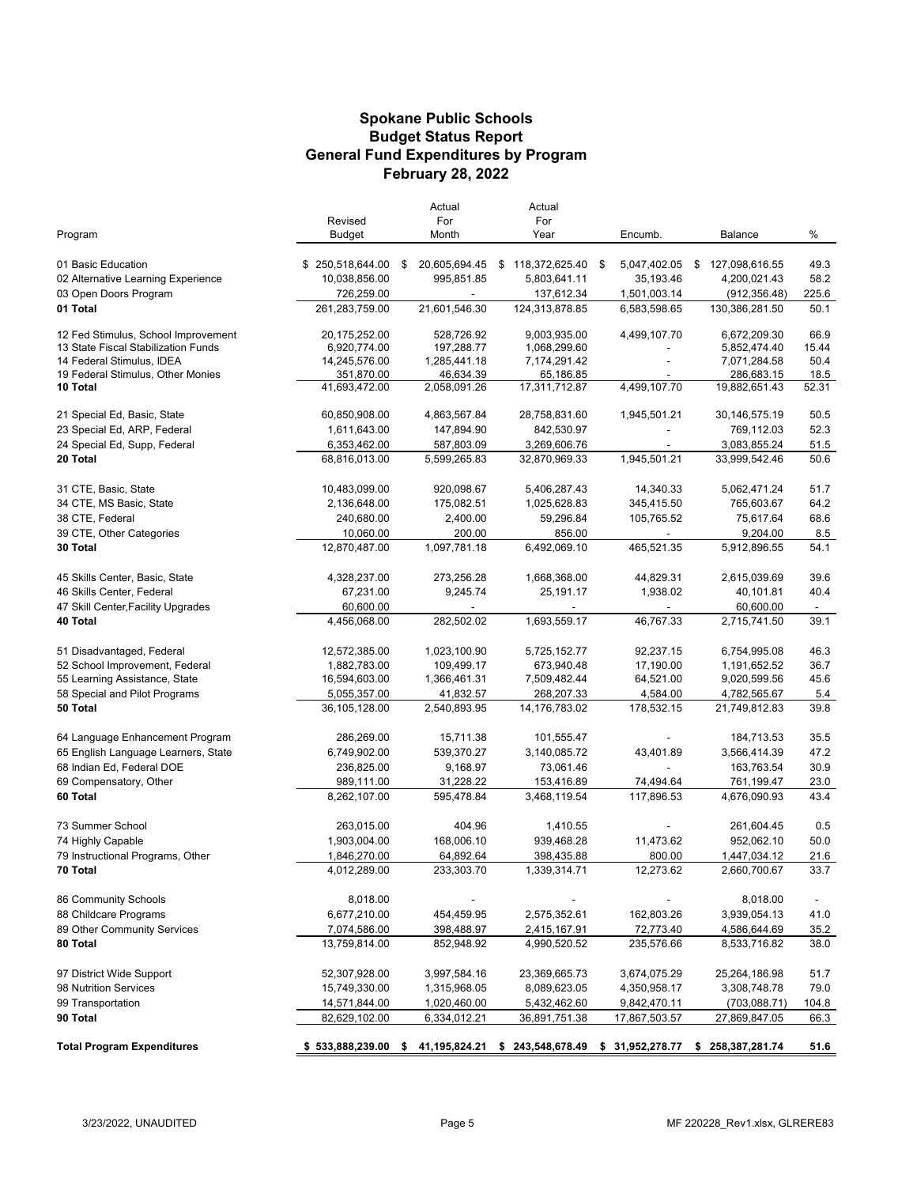# Spokane Public Schools
## Budget Status Report
## General Fund Expenditures by Program
## February 28, 2022

| Program | Revised Budget | Actual For Month | Actual For Year | Encumb. | Balance | % |
|---|---|---|---|---|---|---|
| 01 Basic Education | $ 250,518,644.00 | $ 20,605,694.45 | $ 118,372,625.40 | $ 5,047,402.05 | $ 127,098,616.55 | 49.3 |
| 02 Alternative Learning Experience | 10,038,856.00 | 995,851.85 | 5,803,641.11 | 35,193.46 | 4,200,021.43 | 58.2 |
| 03 Open Doors Program | 726,259.00 | - | 137,612.34 | 1,501,003.14 | (912,356.48) | 225.6 |
| **01 Total** | 261,283,759.00 | 21,601,546.30 | 124,313,878.85 | 6,583,598.65 | 130,386,281.50 | 50.1 |
| 12 Fed Stimulus, School Improvement | 20,175,252.00 | 528,726.92 | 9,003,935.00 | 4,499,107.70 | 6,672,209.30 | 66.9 |
| 13 State Fiscal Stabilization Funds | 6,920,774.00 | 197,288.77 | 1,068,299.60 | - | 5,852,474.40 | 15.44 |
| 14 Federal Stimulus, IDEA | 14,245,576.00 | 1,285,441.18 | 7,174,291.42 | - | 7,071,284.58 | 50.4 |
| 19 Federal Stimulus, Other Monies | 351,870.00 | 46,634.39 | 65,186.85 | - | 286,683.15 | 18.5 |
| **10 Total** | 41,693,472.00 | 2,058,091.26 | 17,311,712.87 | 4,499,107.70 | 19,882,651.43 | 52.31 |
| 21 Special Ed, Basic, State | 60,850,908.00 | 4,863,567.84 | 28,758,831.60 | 1,945,501.21 | 30,146,575.19 | 50.5 |
| 23 Special Ed, ARP, Federal | 1,611,643.00 | 147,894.90 | 842,530.97 | - | 769,112.03 | 52.3 |
| 24 Special Ed, Supp, Federal | 6,353,462.00 | 587,803.09 | 3,269,606.76 | - | 3,083,855.24 | 51.5 |
| **20 Total** | 68,816,013.00 | 5,599,265.83 | 32,870,969.33 | 1,945,501.21 | 33,999,542.46 | 50.6 |
| 31 CTE, Basic, State | 10,483,099.00 | 920,098.67 | 5,406,287.43 | 14,340.33 | 5,062,471.24 | 51.7 |
| 34 CTE, MS Basic, State | 2,136,648.00 | 175,082.51 | 1,025,628.83 | 345,415.50 | 765,603.67 | 64.2 |
| 38 CTE, Federal | 240,680.00 | 2,400.00 | 59,296.84 | 105,765.52 | 75,617.64 | 68.6 |
| 39 CTE, Other Categories | 10,060.00 | 200.00 | 856.00 | - | 9,204.00 | 8.5 |
| **30 Total** | 12,870,487.00 | 1,097,781.18 | 6,492,069.10 | 465,521.35 | 5,912,896.55 | 54.1 |
| 45 Skills Center, Basic, State | 4,328,237.00 | 273,256.28 | 1,668,368.00 | 44,829.31 | 2,615,039.69 | 39.6 |
| 46 Skills Center, Federal | 67,231.00 | 9,245.74 | 25,191.17 | 1,938.02 | 40,101.81 | 40.4 |
| 47 Skill Center,Facility Upgrades | 60,600.00 | - | - | - | 60,600.00 | - |
| **40 Total** | 4,456,068.00 | 282,502.02 | 1,693,559.17 | 46,767.33 | 2,715,741.50 | 39.1 |
| 51 Disadvantaged, Federal | 12,572,385.00 | 1,023,100.90 | 5,725,152.77 | 92,237.15 | 6,754,995.08 | 46.3 |
| 52 School Improvement, Federal | 1,882,783.00 | 109,499.17 | 673,940.48 | 17,190.00 | 1,191,652.52 | 36.7 |
| 55 Learning Assistance, State | 16,594,603.00 | 1,366,461.31 | 7,509,482.44 | 64,521.00 | 9,020,599.56 | 45.6 |
| 58 Special and Pilot Programs | 5,055,357.00 | 41,832.57 | 268,207.33 | 4,584.00 | 4,782,565.67 | 5.4 |
| **50 Total** | 36,105,128.00 | 2,540,893.95 | 14,176,783.02 | 178,532.15 | 21,749,812.83 | 39.8 |
| 64 Language Enhancement Program | 286,269.00 | 15,711.38 | 101,555.47 | - | 184,713.53 | 35.5 |
| 65 English Language Learners, State | 6,749,902.00 | 539,370.27 | 3,140,085.72 | 43,401.89 | 3,566,414.39 | 47.2 |
| 68 Indian Ed, Federal DOE | 236,825.00 | 9,168.97 | 73,061.46 | - | 163,763.54 | 30.9 |
| 69 Compensatory, Other | 989,111.00 | 31,228.22 | 153,416.89 | 74,494.64 | 761,199.47 | 23.0 |
| **60 Total** | 8,262,107.00 | 595,478.84 | 3,468,119.54 | 117,896.53 | 4,676,090.93 | 43.4 |
| 73 Summer School | 263,015.00 | 404.96 | 1,410.55 | - | 261,604.45 | 0.5 |
| 74 Highly Capable | 1,903,004.00 | 168,006.10 | 939,468.28 | 11,473.62 | 952,062.10 | 50.0 |
| 79 Instructional Programs, Other | 1,846,270.00 | 64,892.64 | 398,435.88 | 800.00 | 1,447,034.12 | 21.6 |
| **70 Total** | 4,012,289.00 | 233,303.70 | 1,339,314.71 | 12,273.62 | 2,660,700.67 | 33.7 |
| 86 Community Schools | 8,018.00 | - | - | - | 8,018.00 | - |
| 88 Childcare Programs | 6,677,210.00 | 454,459.95 | 2,575,352.61 | 162,803.26 | 3,939,054.13 | 41.0 |
| 89 Other Community Services | 7,074,586.00 | 398,488.97 | 2,415,167.91 | 72,773.40 | 4,586,644.69 | 35.2 |
| **80 Total** | 13,759,814.00 | 852,948.92 | 4,990,520.52 | 235,576.66 | 8,533,716.82 | 38.0 |
| 97 District Wide Support | 52,307,928.00 | 3,997,584.16 | 23,369,665.73 | 3,674,075.29 | 25,264,186.98 | 51.7 |
| 98 Nutrition Services | 15,749,330.00 | 1,315,968.05 | 8,089,623.05 | 4,350,958.17 | 3,308,748.78 | 79.0 |
| 99 Transportation | 14,571,844.00 | 1,020,460.00 | 5,432,462.60 | 9,842,470.11 | (703,088.71) | 104.8 |
| **90 Total** | 82,629,102.00 | 6,334,012.21 | 36,891,751.38 | 17,867,503.57 | 27,869,847.05 | 66.3 |
| **Total Program Expenditures** | **$ 533,888,239.00** | **$ 41,195,824.21** | **$ 243,548,678.49** | **$ 31,952,278.77** | **$ 258,387,281.74** | **51.6** |

3/23/2022, UNAUDITED MF 220228_Rev1.xlsx, GLRERE83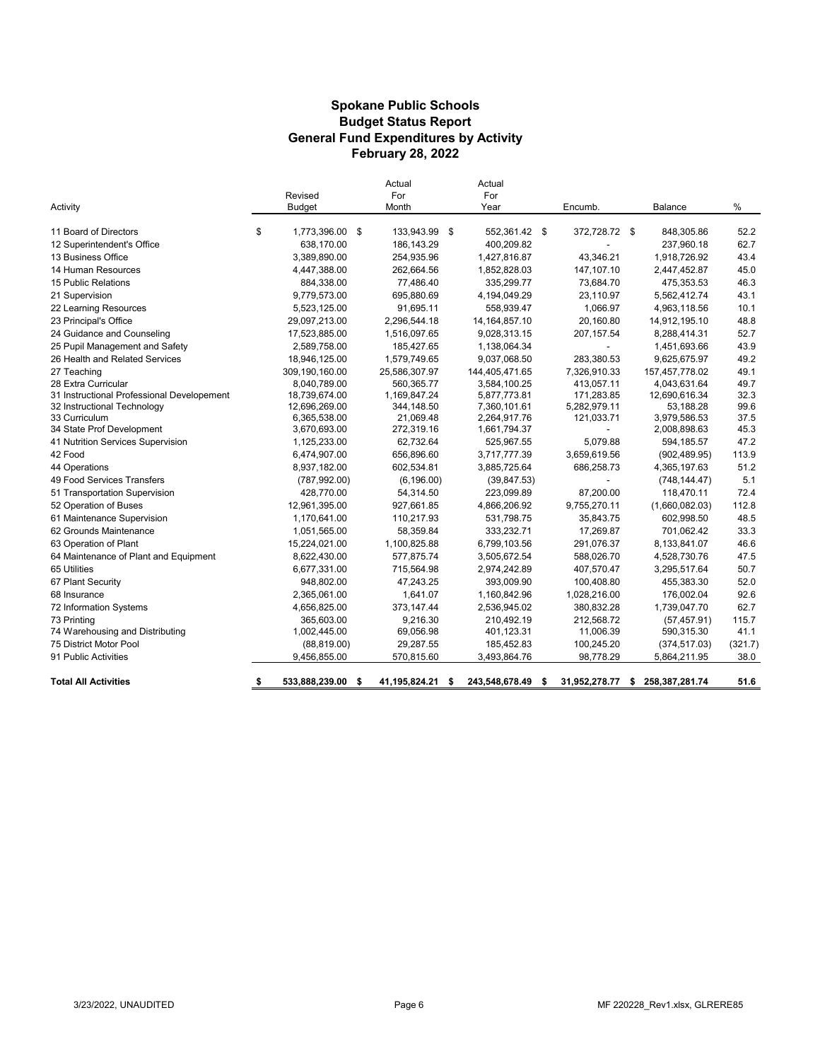# Spokane Public Schools
## Budget Status Report
## General Fund Expenditures by Activity
## February 28, 2022

| Activity | Revised Budget | Actual For Month | Actual For Year | Encumb. | Balance | % |
|---|---|---|---|---|---|---|
| 11 Board of Directors | $ 1,773,396.00 | $ 133,943.99 | $ 552,361.42 | $ 372,728.72 | $ 848,305.86 | 52.2 |
| 12 Superintendent's Office | 638,170.00 | 186,143.29 | 400,209.82 | - | 237,960.18 | 62.7 |
| 13 Business Office | 3,389,890.00 | 254,935.96 | 1,427,816.87 | 43,346.21 | 1,918,726.92 | 43.4 |
| 14 Human Resources | 4,447,388.00 | 262,664.56 | 1,852,828.03 | 147,107.10 | 2,447,452.87 | 45.0 |
| 15 Public Relations | 884,338.00 | 77,486.40 | 335,299.77 | 73,684.70 | 475,353.53 | 46.3 |
| 21 Supervision | 9,779,573.00 | 695,880.69 | 4,194,049.29 | 23,110.97 | 5,562,412.74 | 43.1 |
| 22 Learning Resources | 5,523,125.00 | 91,695.11 | 558,939.47 | 1,066.97 | 4,963,118.56 | 10.1 |
| 23 Principal's Office | 29,097,213.00 | 2,296,544.18 | 14,164,857.10 | 20,160.80 | 14,912,195.10 | 48.8 |
| 24 Guidance and Counseling | 17,523,885.00 | 1,516,097.65 | 9,028,313.15 | 207,157.54 | 8,288,414.31 | 52.7 |
| 25 Pupil Management and Safety | 2,589,758.00 | 185,427.65 | 1,138,064.34 | - | 1,451,693.66 | 43.9 |
| 26 Health and Related Services | 18,946,125.00 | 1,579,749.65 | 9,037,068.50 | 283,380.53 | 9,625,675.97 | 49.2 |
| 27 Teaching | 309,190,160.00 | 25,586,307.97 | 144,405,471.65 | 7,326,910.33 | 157,457,778.02 | 49.1 |
| 28 Extra Curricular | 8,040,789.00 | 560,365.77 | 3,584,100.25 | 413,057.11 | 4,043,631.64 | 49.7 |
| 31 Instructional Professional Developement | 18,739,674.00 | 1,169,847.24 | 5,877,773.81 | 171,283.85 | 12,690,616.34 | 32.3 |
| 32 Instructional Technology | 12,696,269.00 | 344,148.50 | 7,360,101.61 | 5,282,979.11 | 53,188.28 | 99.6 |
| 33 Curriculum | 6,365,538.00 | 21,069.48 | 2,264,917.76 | 121,033.71 | 3,979,586.53 | 37.5 |
| 34 State Prof Development | 3,670,693.00 | 272,319.16 | 1,661,794.37 | - | 2,008,898.63 | 45.3 |
| 41 Nutrition Services Supervision | 1,125,233.00 | 62,732.64 | 525,967.55 | 5,079.88 | 594,185.57 | 47.2 |
| 42 Food | 6,474,907.00 | 656,896.60 | 3,717,777.39 | 3,659,619.56 | (902,489.95) | 113.9 |
| 44 Operations | 8,937,182.00 | 602,534.81 | 3,885,725.64 | 686,258.73 | 4,365,197.63 | 51.2 |
| 49 Food Services Transfers | (787,992.00) | (6,196.00) | (39,847.53) | - | (748,144.47) | 5.1 |
| 51 Transportation Supervision | 428,770.00 | 54,314.50 | 223,099.89 | 87,200.00 | 118,470.11 | 72.4 |
| 52 Operation of Buses | 12,961,395.00 | 927,661.85 | 4,866,206.92 | 9,755,270.11 | (1,660,082.03) | 112.8 |
| 61 Maintenance Supervision | 1,170,641.00 | 110,217.93 | 531,798.75 | 35,843.75 | 602,998.50 | 48.5 |
| 62 Grounds Maintenance | 1,051,565.00 | 58,359.84 | 333,232.71 | 17,269.87 | 701,062.42 | 33.3 |
| 63 Operation of Plant | 15,224,021.00 | 1,100,825.88 | 6,799,103.56 | 291,076.37 | 8,133,841.07 | 46.6 |
| 64 Maintenance of Plant and Equipment | 8,622,430.00 | 577,875.74 | 3,505,672.54 | 588,026.70 | 4,528,730.76 | 47.5 |
| 65 Utilities | 6,677,331.00 | 715,564.98 | 2,974,242.89 | 407,570.47 | 3,295,517.64 | 50.7 |
| 67 Plant Security | 948,802.00 | 47,243.25 | 393,009.90 | 100,408.80 | 455,383.30 | 52.0 |
| 68 Insurance | 2,365,061.00 | 1,641.07 | 1,160,842.96 | 1,028,216.00 | 176,002.04 | 92.6 |
| 72 Information Systems | 4,656,825.00 | 373,147.44 | 2,536,945.02 | 380,832.28 | 1,739,047.70 | 62.7 |
| 73 Printing | 365,603.00 | 9,216.30 | 210,492.19 | 212,568.72 | (57,457.91) | 115.7 |
| 74 Warehousing and Distributing | 1,002,445.00 | 69,056.98 | 401,123.31 | 11,006.39 | 590,315.30 | 41.1 |
| 75 District Motor Pool | (88,819.00) | 29,287.55 | 185,452.83 | 100,245.20 | (374,517.03) | (321.7) |
| 91 Public Activities | 9,456,855.00 | 570,815.60 | 3,493,864.76 | 98,778.29 | 5,864,211.95 | 38.0 |
| **Total All Activities** | **$ 533,888,239.00** | **$ 41,195,824.21** | **$ 243,548,678.49** | **$ 31,952,278.77** | **$ 258,387,281.74** | **51.6** |

3/23/2022, UNAUDITED MF 220228_Rev1.xlsx, GLRERE85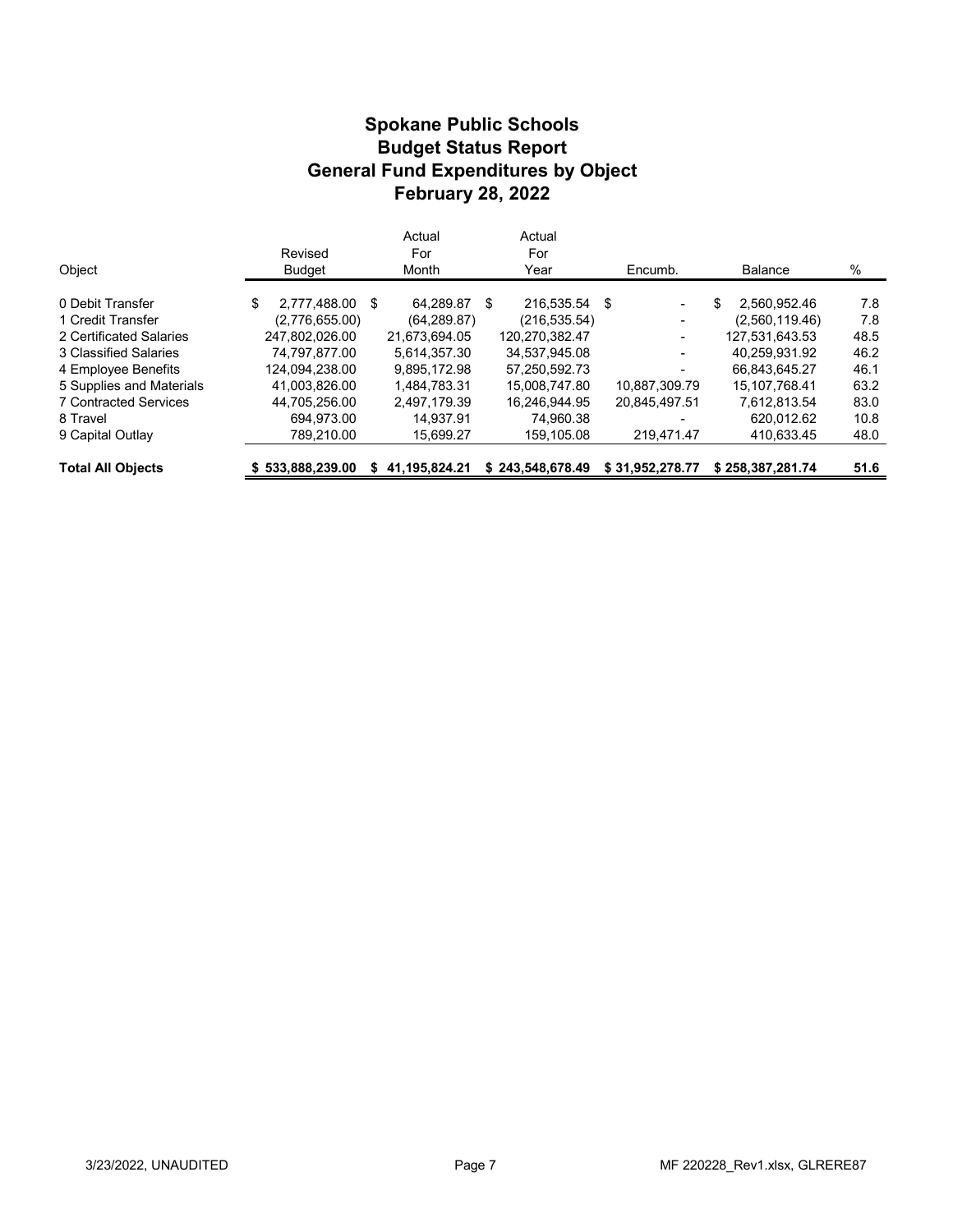# Spokane Public Schools
## Budget Status Report
## General Fund Expenditures by Object
## February 28, 2022

| Object | Revised Budget | Actual For Month | Actual For Year | Encumb. | Balance | % |
|---|---|---|---|---|---|---|
| 0 Debit Transfer | $ 2,777,488.00 | $ 64,289.87 | $ 216,535.54 | $ - | $ 2,560,952.46 | 7.8 |
| 1 Credit Transfer | (2,776,655.00) | (64,289.87) | (216,535.54) | - | (2,560,119.46) | 7.8 |
| 2 Certificated Salaries | 247,802,026.00 | 21,673,694.05 | 120,270,382.47 | - | 127,531,643.53 | 48.5 |
| 3 Classified Salaries | 74,797,877.00 | 5,614,357.30 | 34,537,945.08 | - | 40,259,931.92 | 46.2 |
| 4 Employee Benefits | 124,094,238.00 | 9,895,172.98 | 57,250,592.73 | - | 66,843,645.27 | 46.1 |
| 5 Supplies and Materials | 41,003,826.00 | 1,484,783.31 | 15,008,747.80 | 10,887,309.79 | 15,107,768.41 | 63.2 |
| 7 Contracted Services | 44,705,256.00 | 2,497,179.39 | 16,246,944.95 | 20,845,497.51 | 7,612,813.54 | 83.0 |
| 8 Travel | 694,973.00 | 14,937.91 | 74,960.38 | - | 620,012.62 | 10.8 |
| 9 Capital Outlay | 789,210.00 | 15,699.27 | 159,105.08 | 219,471.47 | 410,633.45 | 48.0 |
| **Total All Objects** | **$ 533,888,239.00** | **$ 41,195,824.21** | **$ 243,548,678.49** | **$ 31,952,278.77** | **$ 258,387,281.74** | **51.6** |

3/23/2022, UNAUDITED — MF 220228_Rev1.xlsx, GLRERE87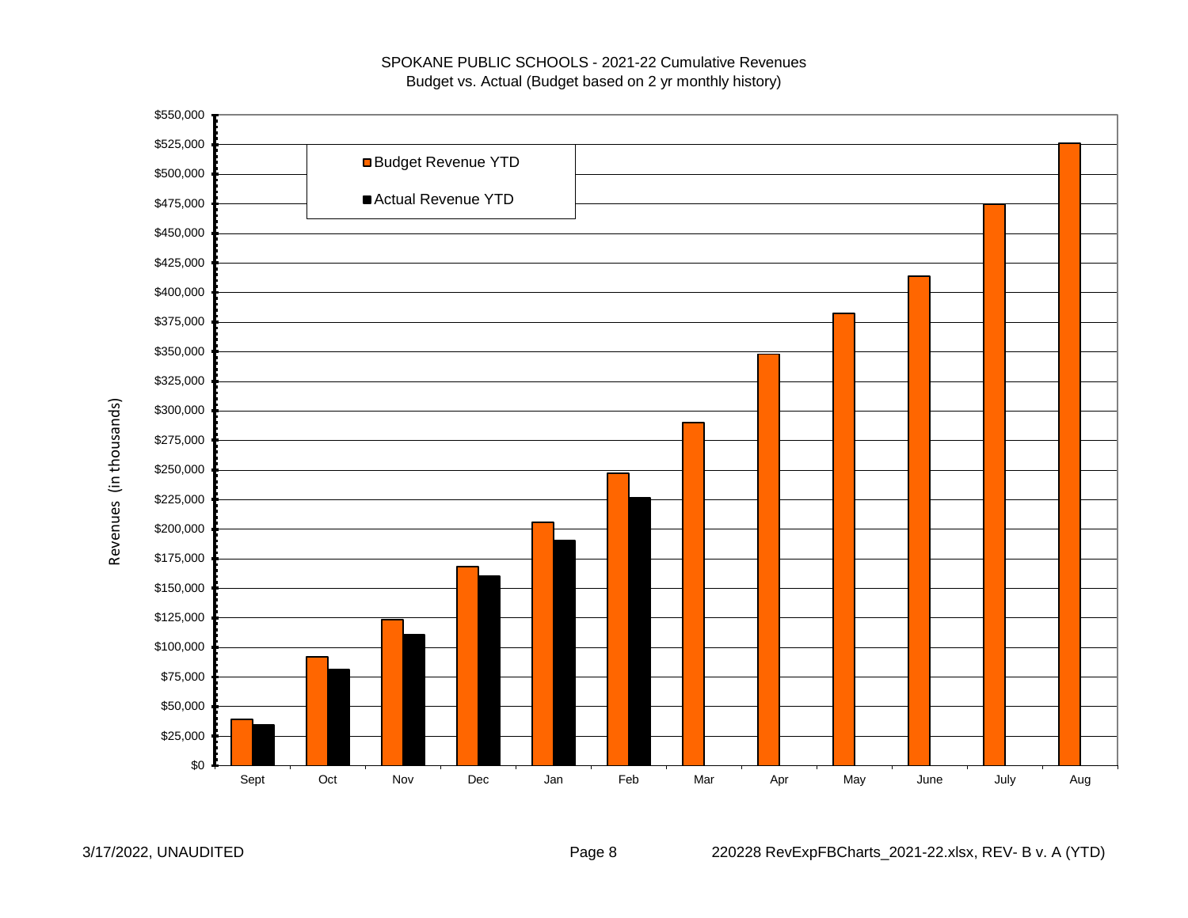SPOKANE PUBLIC SCHOOLS - 2021-22 Cumulative Revenues
Budget vs. Actual (Budget based on 2 yr monthly history)

Revenues (in thousands)

| Month | Budget Revenue YTD | Actual Revenue YTD |
|---|---|---|
| Sept | | |
| Oct | | |
| Nov | | |
| Dec | | |
| Jan | | |
| Feb | | |
| Mar | | |
| Apr | | |
| May | | |
| June | | |
| July | | |
| Aug | | |

3/17/2022, UNAUDITED

220228 RevExpFBCharts_2021-22.xlsx, REV- B v. A (YTD)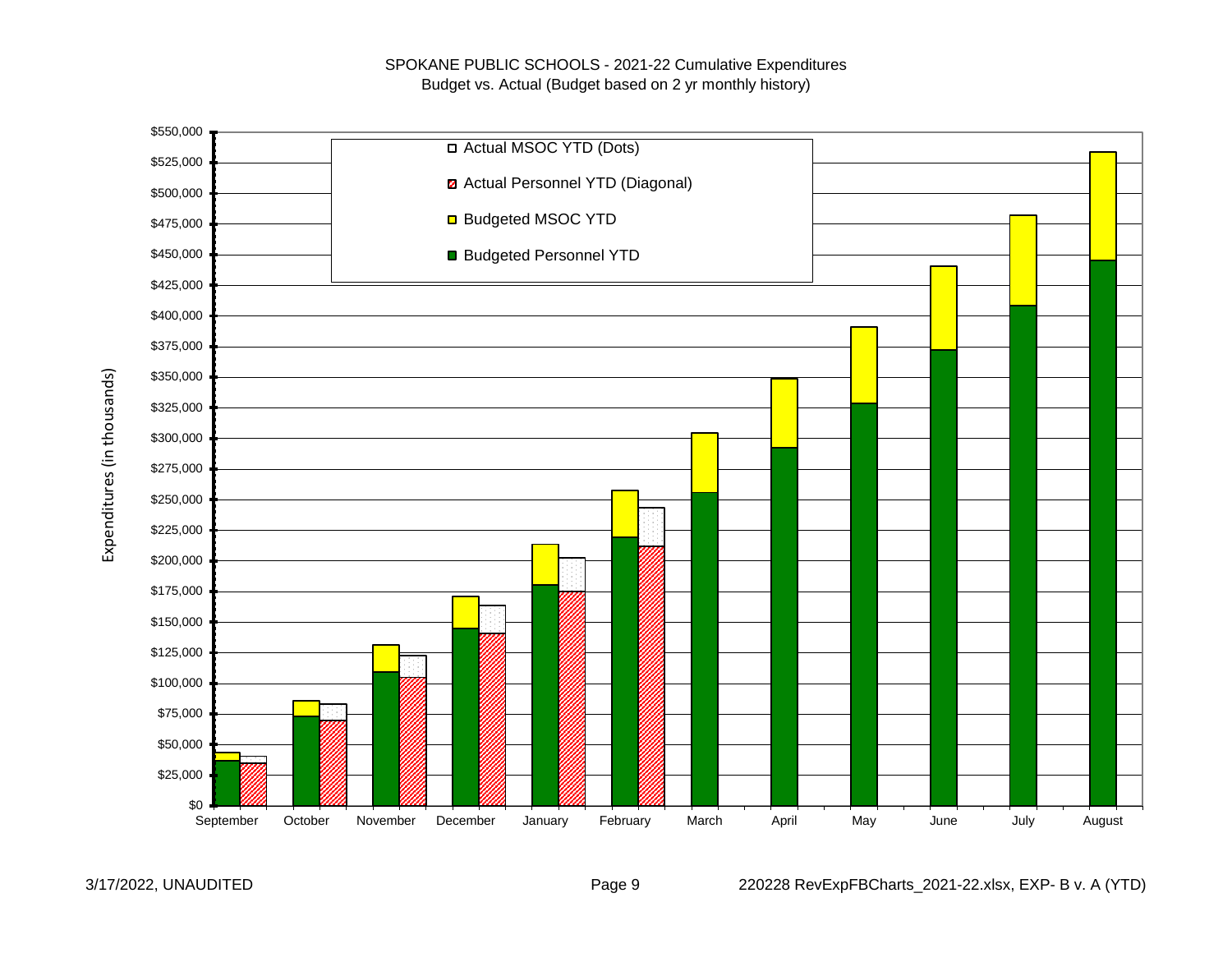SPOKANE PUBLIC SCHOOLS - 2021-22 Cumulative Expenditures
Budget vs. Actual (Budget based on 2 yr monthly history)

Legend:
- Actual MSOC YTD (Dots)
- Actual Personnel YTD (Diagonal)
- Budgeted MSOC YTD
- Budgeted Personnel YTD

Expenditures (in thousands)

$550,000
$525,000
$500,000
$475,000
$450,000
$425,000
$400,000
$375,000
$350,000
$325,000
$300,000
$275,000
$250,000
$225,000
$200,000
$175,000
$150,000
$125,000
$100,000
$75,000
$50,000
$25,000
$0

September October November December January February March April May June July August

3/17/2022, UNAUDITED

220228 RevExpFBCharts_2021-22.xlsx, EXP- B v. A (YTD)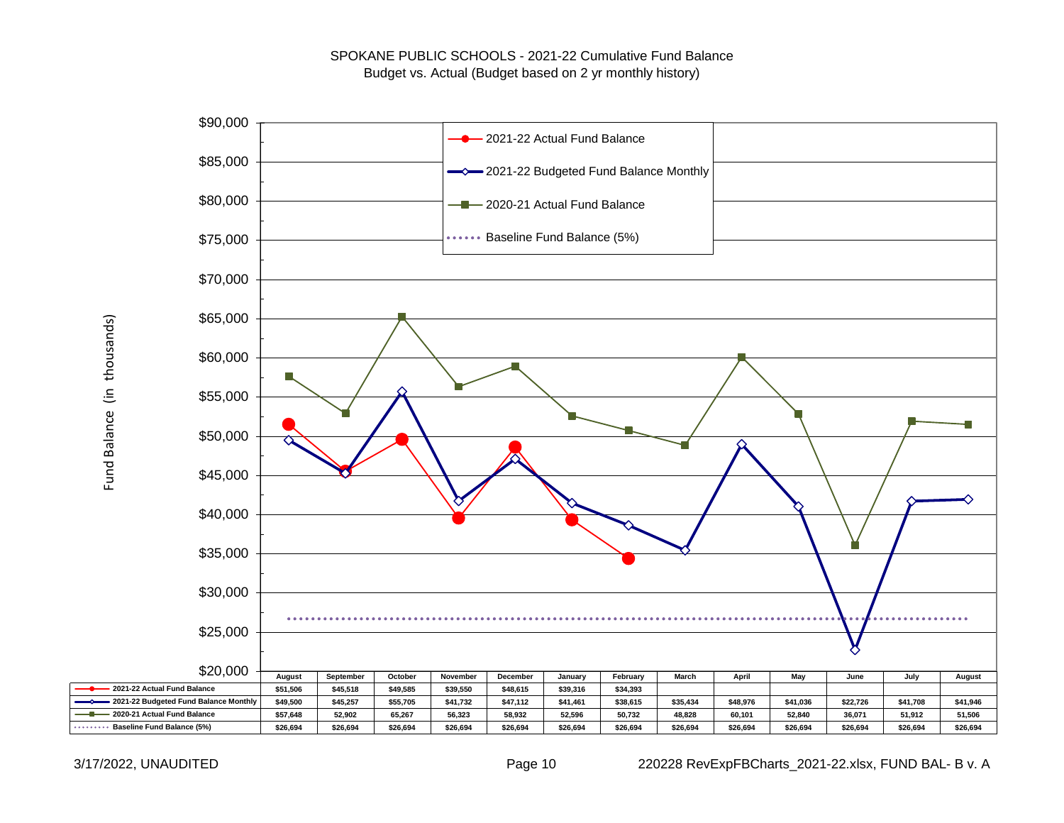SPOKANE PUBLIC SCHOOLS - 2021-22 Cumulative Fund Balance
Budget vs. Actual (Budget based on 2 yr monthly history)

Fund Balance (in thousands)

| | August | September | October | November | December | January | February | March | April | May | June | July | August |
|---|---|---|---|---|---|---|---|---|---|---|---|---|---|
| 2021-22 Actual Fund Balance | $51,506 | $45,518 | $49,585 | $39,550 | $48,615 | $39,316 | $34,393 | | | | | | |
| 2021-22 Budgeted Fund Balance Monthly | $49,500 | $45,257 | $55,705 | $41,732 | $47,112 | $41,461 | $38,615 | $35,434 | $48,976 | $41,036 | $22,726 | $41,708 | $41,946 |
| 2020-21 Actual Fund Balance | $57,648 | 52,902 | 65,267 | 56,323 | 58,932 | 52,596 | 50,732 | 48,828 | 60,101 | 52,840 | 36,071 | 51,912 | 51,506 |
| Baseline Fund Balance (5%) | $26,694 | $26,694 | $26,694 | $26,694 | $26,694 | $26,694 | $26,694 | $26,694 | $26,694 | $26,694 | $26,694 | $26,694 | $26,694 |

3/17/2022, UNAUDITED

220228 RevExpFBCharts_2021-22.xlsx, FUND BAL- B v. A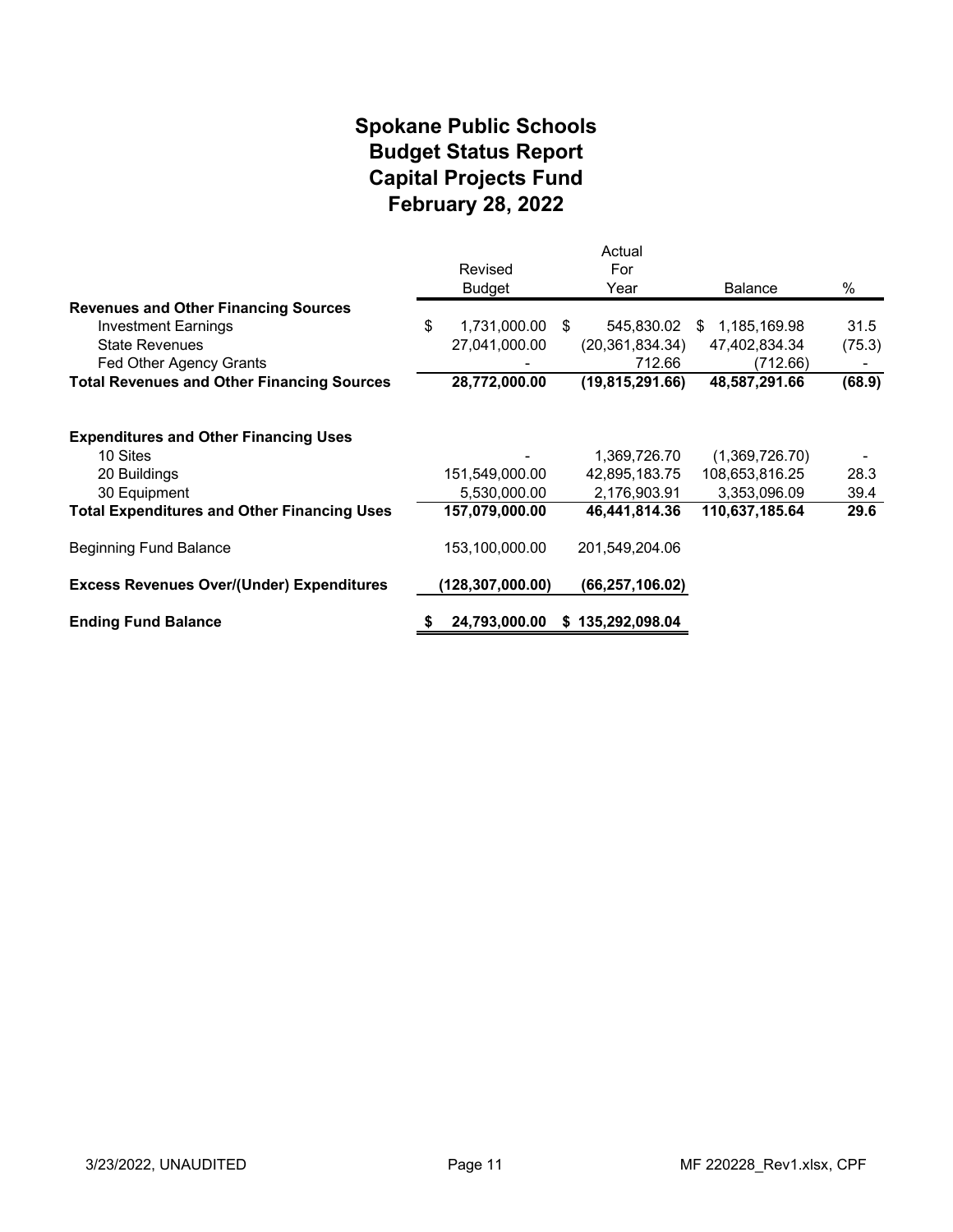# Spokane Public Schools
# Budget Status Report
# Capital Projects Fund
# February 28, 2022

| | Revised Budget | Actual For Year | Balance | % |
|---|---|---|---|---|
| **Revenues and Other Financing Sources** | | | | |
| Investment Earnings | $ 1,731,000.00 | $ 545,830.02 | $ 1,185,169.98 | 31.5 |
| State Revenues | 27,041,000.00 | (20,361,834.34) | 47,402,834.34 | (75.3) |
| Fed Other Agency Grants | - | 712.66 | (712.66) | - |
| **Total Revenues and Other Financing Sources** | **28,772,000.00** | **(19,815,291.66)** | **48,587,291.66** | **(68.9)** |
| | | | | |
| **Expenditures and Other Financing Uses** | | | | |
| 10 Sites | - | 1,369,726.70 | (1,369,726.70) | - |
| 20 Buildings | 151,549,000.00 | 42,895,183.75 | 108,653,816.25 | 28.3 |
| 30 Equipment | 5,530,000.00 | 2,176,903.91 | 3,353,096.09 | 39.4 |
| **Total Expenditures and Other Financing Uses** | **157,079,000.00** | **46,441,814.36** | **110,637,185.64** | **29.6** |
| | | | | |
| Beginning Fund Balance | 153,100,000.00 | 201,549,204.06 | | |
| | | | | |
| **Excess Revenues Over/(Under) Expenditures** | **(128,307,000.00)** | **(66,257,106.02)** | | |
| | | | | |
| **Ending Fund Balance** | **$ 24,793,000.00** | **$ 135,292,098.04** | | |

3/23/2022, UNAUDITED

MF 220228_Rev1.xlsx, CPF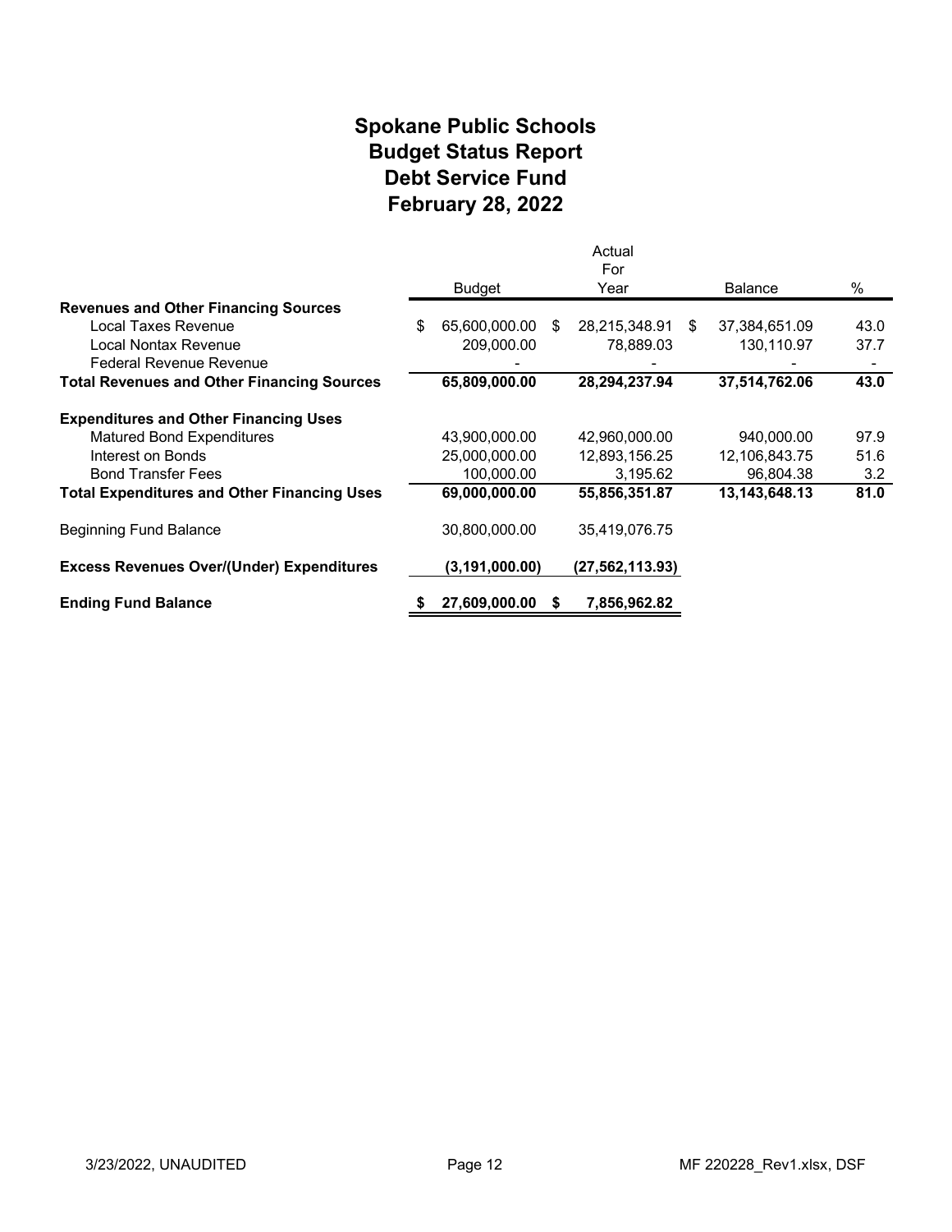# Spokane Public Schools
## Budget Status Report
## Debt Service Fund
## February 28, 2022

| | Budget | Actual For Year | Balance | % |
|---|---|---|---|---|
| **Revenues and Other Financing Sources** | | | | |
| Local Taxes Revenue | $ 65,600,000.00 | $ 28,215,348.91 | $ 37,384,651.09 | 43.0 |
| Local Nontax Revenue | 209,000.00 | 78,889.03 | 130,110.97 | 37.7 |
| Federal Revenue Revenue | - | - | - | - |
| **Total Revenues and Other Financing Sources** | **65,809,000.00** | **28,294,237.94** | **37,514,762.06** | **43.0** |
| **Expenditures and Other Financing Uses** | | | | |
| Matured Bond Expenditures | 43,900,000.00 | 42,960,000.00 | 940,000.00 | 97.9 |
| Interest on Bonds | 25,000,000.00 | 12,893,156.25 | 12,106,843.75 | 51.6 |
| Bond Transfer Fees | 100,000.00 | 3,195.62 | 96,804.38 | 3.2 |
| **Total Expenditures and Other Financing Uses** | **69,000,000.00** | **55,856,351.87** | **13,143,648.13** | **81.0** |
| Beginning Fund Balance | 30,800,000.00 | 35,419,076.75 | | |
| **Excess Revenues Over/(Under) Expenditures** | **(3,191,000.00)** | **(27,562,113.93)** | | |
| **Ending Fund Balance** | **$ 27,609,000.00** | **$ 7,856,962.82** | | |

3/23/2022, UNAUDITED

MF 220228_Rev1.xlsx, DSF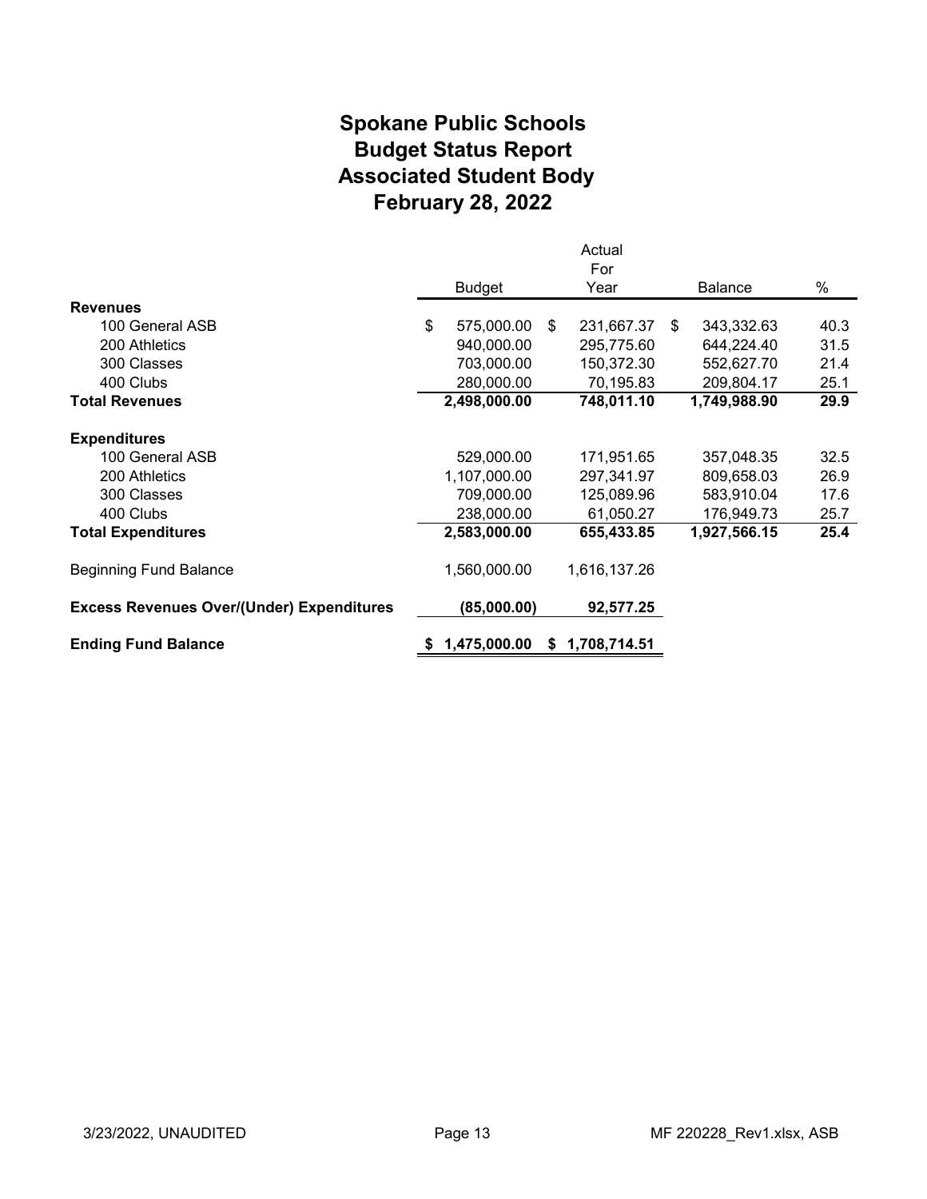# Spokane Public Schools
# Budget Status Report
# Associated Student Body
# February 28, 2022

| | Budget | Actual For Year | Balance | % |
|---|---|---|---|---|
| **Revenues** | | | | |
| 100 General ASB | $ 575,000.00 | $ 231,667.37 | $ 343,332.63 | 40.3 |
| 200 Athletics | 940,000.00 | 295,775.60 | 644,224.40 | 31.5 |
| 300 Classes | 703,000.00 | 150,372.30 | 552,627.70 | 21.4 |
| 400 Clubs | 280,000.00 | 70,195.83 | 209,804.17 | 25.1 |
| **Total Revenues** | **2,498,000.00** | **748,011.10** | **1,749,988.90** | **29.9** |
| **Expenditures** | | | | |
| 100 General ASB | 529,000.00 | 171,951.65 | 357,048.35 | 32.5 |
| 200 Athletics | 1,107,000.00 | 297,341.97 | 809,658.03 | 26.9 |
| 300 Classes | 709,000.00 | 125,089.96 | 583,910.04 | 17.6 |
| 400 Clubs | 238,000.00 | 61,050.27 | 176,949.73 | 25.7 |
| **Total Expenditures** | **2,583,000.00** | **655,433.85** | **1,927,566.15** | **25.4** |
| Beginning Fund Balance | 1,560,000.00 | 1,616,137.26 | | |
| **Excess Revenues Over/(Under) Expenditures** | **(85,000.00)** | **92,577.25** | | |
| **Ending Fund Balance** | **$ 1,475,000.00** | **$ 1,708,714.51** | | |

3/23/2022, UNAUDITED

MF 220228_Rev1.xlsx, ASB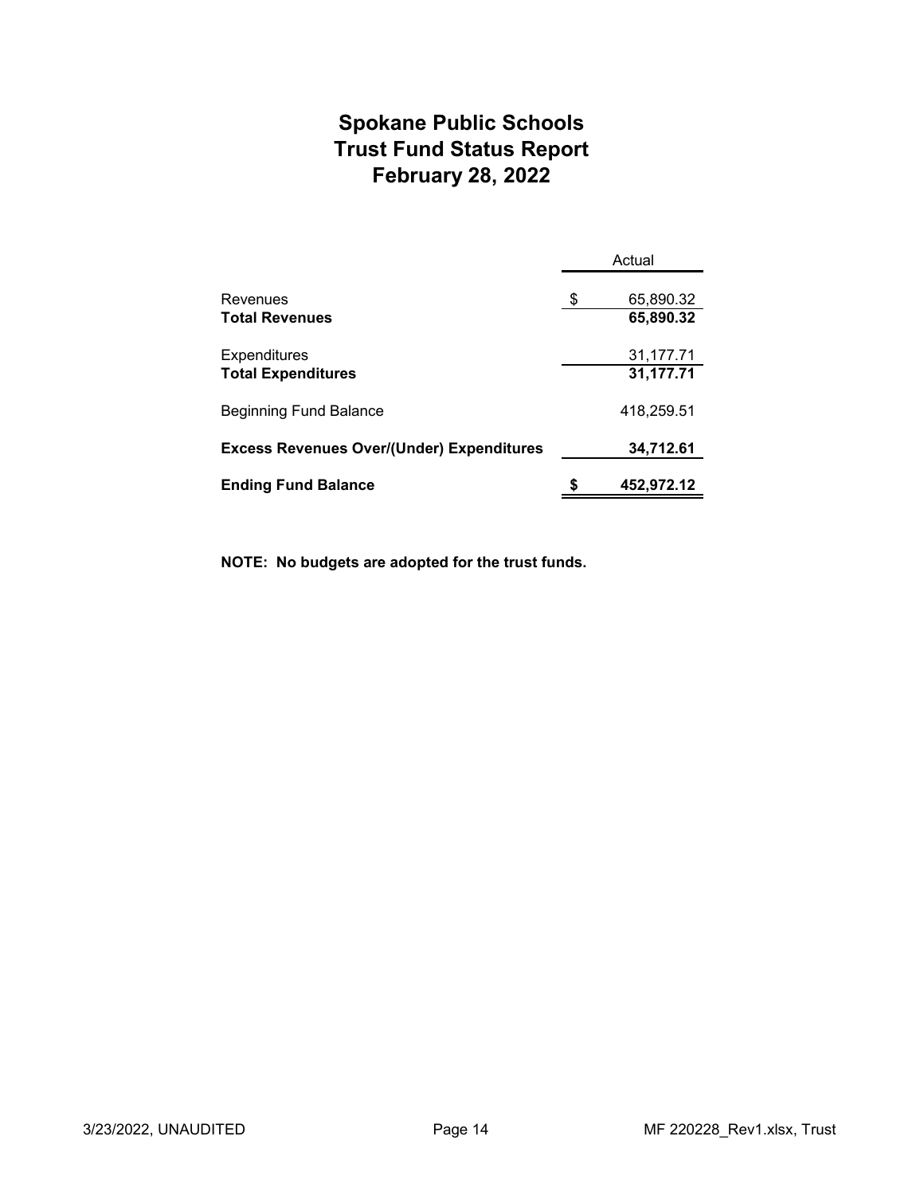# Spokane Public Schools
# Trust Fund Status Report
# February 28, 2022

| | Actual |
|---|---|
| Revenues | $ 65,890.32 |
| **Total Revenues** | **65,890.32** |
| Expenditures | 31,177.71 |
| **Total Expenditures** | **31,177.71** |
| Beginning Fund Balance | 418,259.51 |
| **Excess Revenues Over/(Under) Expenditures** | **34,712.61** |
| **Ending Fund Balance** | **$ 452,972.12** |

**NOTE: No budgets are adopted for the trust funds.**

3/23/2022, UNAUDITED

MF 220228_Rev1.xlsx, Trust